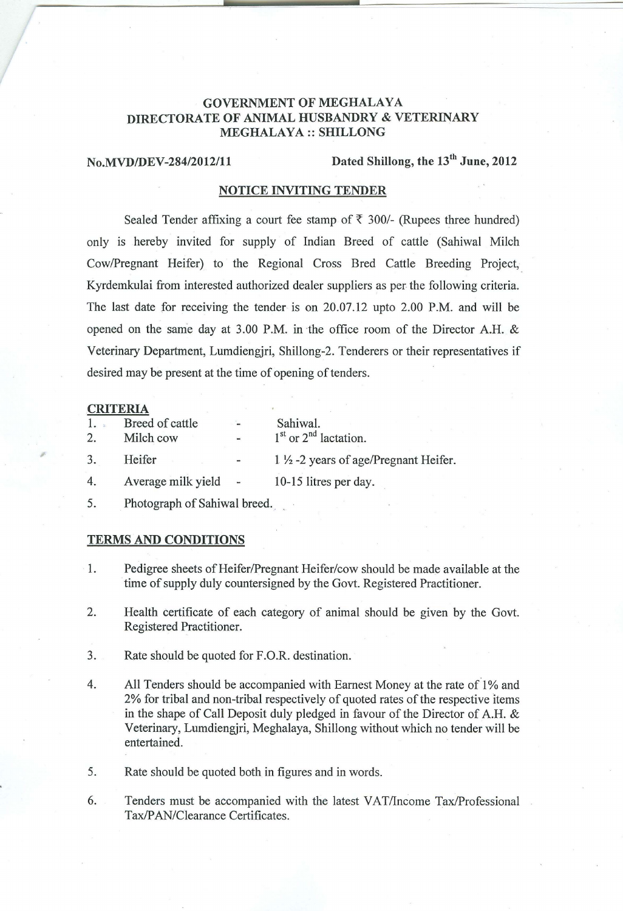# GOVERNMENT OF MEGHALAYA
## DIRECTORATE OF ANIMAL HUSBANDRY & VETERINARY
## MEGHALAYA :: SHILLONG

**No.MVD/DEV-284/2012/11** **Dated Shillong, the 13th June, 2012**

### NOTICE INVITING TENDER

Sealed Tender affixing a court fee stamp of ₹ 300/- (Rupees three hundred) only is hereby invited for supply of Indian Breed of cattle (Sahiwal Milch Cow/Pregnant Heifer) to the Regional Cross Bred Cattle Breeding Project, Kyrdemkulai from interested authorized dealer suppliers as per the following criteria. The last date for receiving the tender is on 20.07.12 upto 2.00 P.M. and will be opened on the same day at 3.00 P.M. in the office room of the Director A.H. & Veterinary Department, Lumdiengjri, Shillong-2. Tenderers or their representatives if desired may be present at the time of opening of tenders.

### CRITERIA

1. Breed of cattle - Sahiwal.
2. Milch cow - 1st or 2nd lactation.
3. Heifer - 1 ½ -2 years of age/Pregnant Heifer.
4. Average milk yield - 10-15 litres per day.
5. Photograph of Sahiwal breed.

### TERMS AND CONDITIONS

1. Pedigree sheets of Heifer/Pregnant Heifer/cow should be made available at the time of supply duly countersigned by the Govt. Registered Practitioner.
2. Health certificate of each category of animal should be given by the Govt. Registered Practitioner.
3. Rate should be quoted for F.O.R. destination.
4. All Tenders should be accompanied with Earnest Money at the rate of 1% and 2% for tribal and non-tribal respectively of quoted rates of the respective items in the shape of Call Deposit duly pledged in favour of the Director of A.H. & Veterinary, Lumdiengjri, Meghalaya, Shillong without which no tender will be entertained.
5. Rate should be quoted both in figures and in words.
6. Tenders must be accompanied with the latest VAT/Income Tax/Professional Tax/PAN/Clearance Certificates.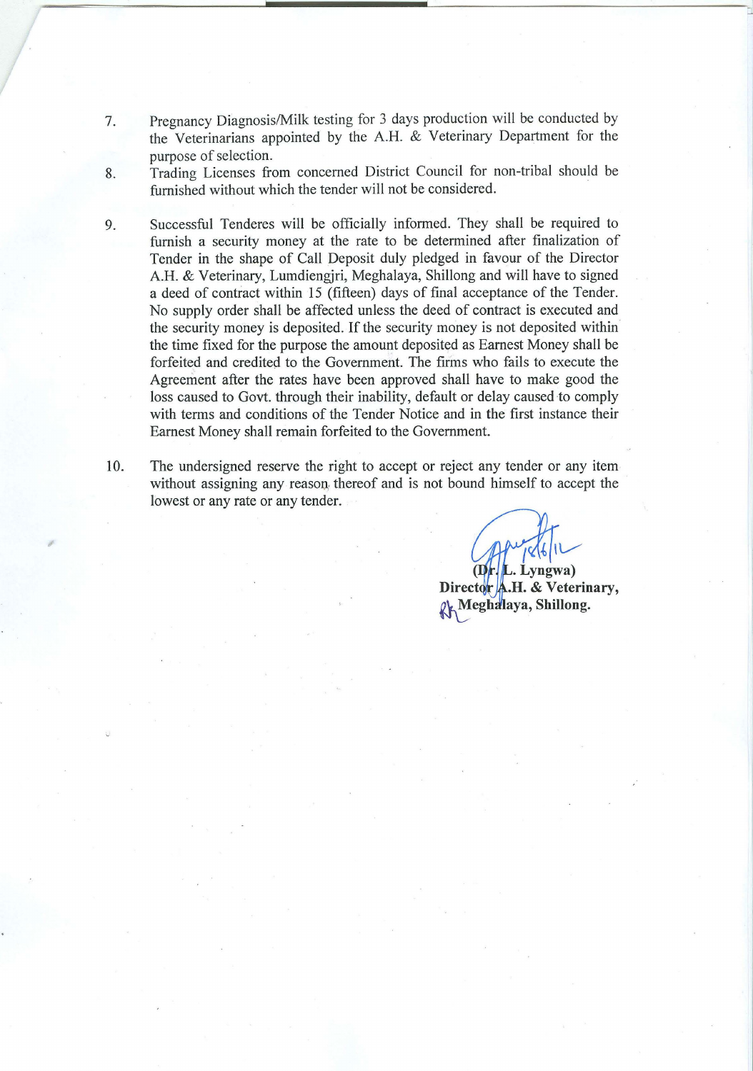7. Pregnancy Diagnosis/Milk testing for 3 days production will be conducted by the Veterinarians appointed by the A.H. & Veterinary Department for the purpose of selection.
8. Trading Licenses from concerned District Council for non-tribal should be furnished without which the tender will not be considered.
9. Successful Tenderes will be officially informed. They shall be required to furnish a security money at the rate to be determined after finalization of Tender in the shape of Call Deposit duly pledged in favour of the Director A.H. & Veterinary, Lumdiengjri, Meghalaya, Shillong and will have to signed a deed of contract within 15 (fifteen) days of final acceptance of the Tender. No supply order shall be affected unless the deed of contract is executed and the security money is deposited. If the security money is not deposited within the time fixed for the purpose the amount deposited as Earnest Money shall be forfeited and credited to the Government. The firms who fails to execute the Agreement after the rates have been approved shall have to make good the loss caused to Govt. through their inability, default or delay caused to comply with terms and conditions of the Tender Notice and in the first instance their Earnest Money shall remain forfeited to the Government.
10. The undersigned reserve the right to accept or reject any tender or any item without assigning any reason thereof and is not bound himself to accept the lowest or any rate or any tender.

18/6/12

**(Dr. L. Lyngwa)**
**Director A.H. & Veterinary,**
**Meghalaya, Shillong.**